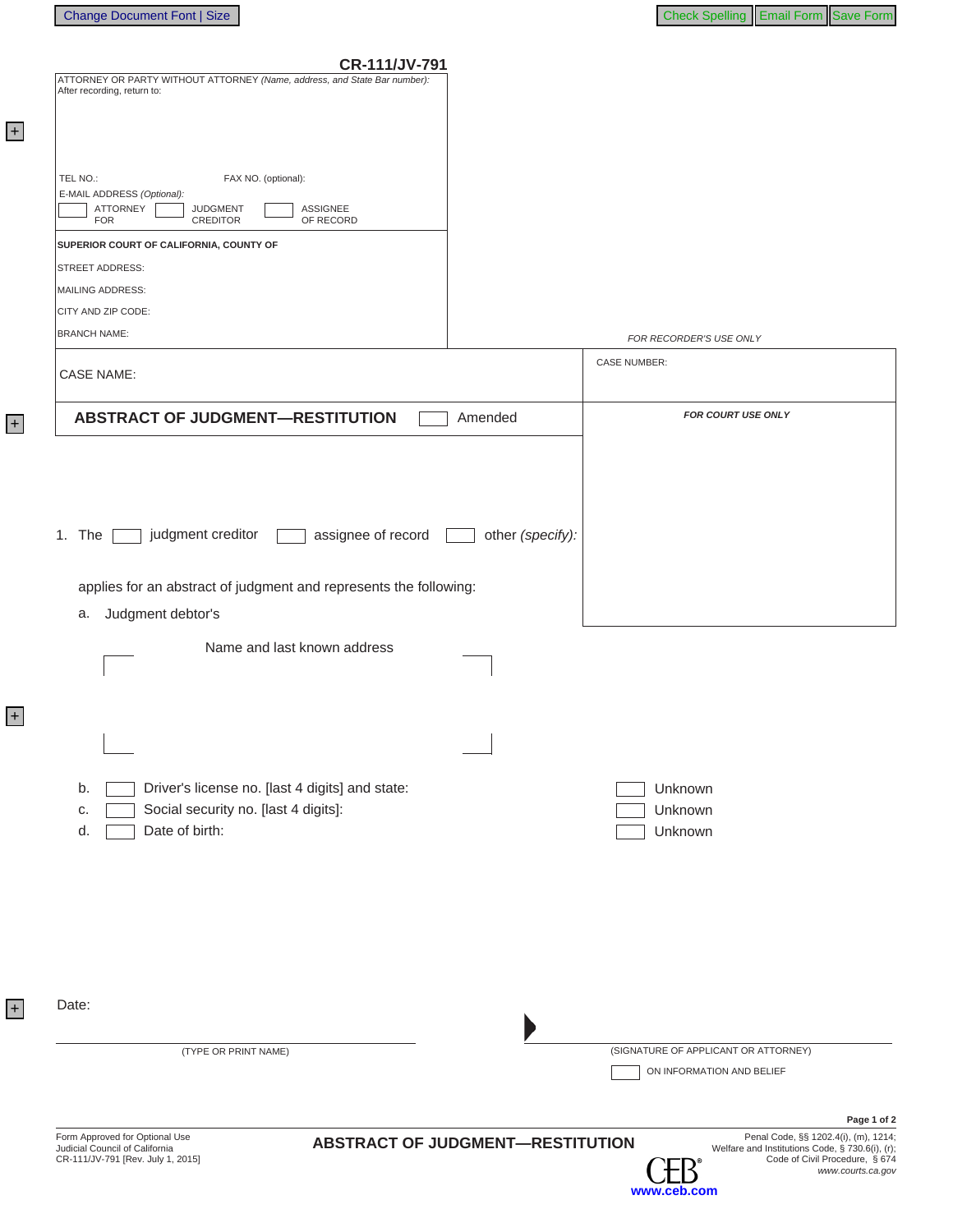**CR-111/JV-791**

ATTORNEY OR PARTY WITHOUT ATTORNEY *(Name, address, and State Bar number):*
After recording, return to:

TEL NO.: FAX NO. (optional):

E-MAIL ADDRESS *(Optional):*

☐ ATTORNEY FOR ☐ JUDGMENT CREDITOR ☐ ASSIGNEE OF RECORD

**SUPERIOR COURT OF CALIFORNIA, COUNTY OF**

STREET ADDRESS:

MAILING ADDRESS:

CITY AND ZIP CODE:

BRANCH NAME:

*FOR RECORDER'S USE ONLY*

CASE NAME:

CASE NUMBER:

## ABSTRACT OF JUDGMENT—RESTITUTION ☐ Amended

***FOR COURT USE ONLY***

1. The ☐ judgment creditor ☐ assignee of record ☐ other *(specify):*

   applies for an abstract of judgment and represents the following:

   a. Judgment debtor's

      Name and last known address

   b. ☐ Driver's license no. [last 4 digits] and state: ☐ Unknown

   c. ☐ Social security no. [last 4 digits]: ☐ Unknown

   d. ☐ Date of birth: ☐ Unknown

Date:

(TYPE OR PRINT NAME)

(SIGNATURE OF APPLICANT OR ATTORNEY)

☐ ON INFORMATION AND BELIEF

Form Approved for Optional Use
Judicial Council of California
CR-111/JV-791 [Rev. July 1, 2015]

**ABSTRACT OF JUDGMENT—RESTITUTION**

Penal Code, §§ 1202.4(i), (m), 1214;
Welfare and Institutions Code, § 730.6(i), (r);
Code of Civil Procedure, § 674
*www.courts.ca.gov*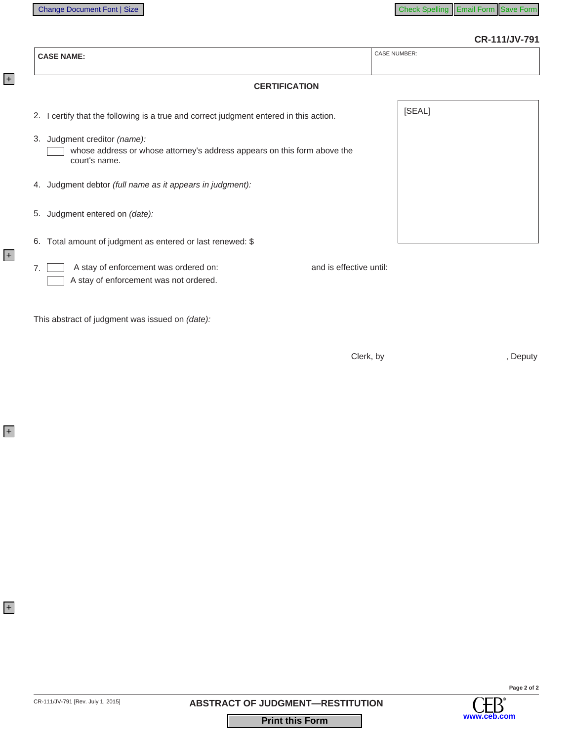**CR-111/JV-791**

| CASE NAME: | CASE NUMBER: |
| --- | --- |
| | |

## CERTIFICATION

2. I certify that the following is a true and correct judgment entered in this action.

3. Judgment creditor *(name):*
   ☐ whose address or whose attorney's address appears on this form above the court's name.

4. Judgment debtor *(full name as it appears in judgment):*

5. Judgment entered on *(date):*

6. Total amount of judgment as entered or last renewed: $

7. ☐ A stay of enforcement was ordered on: and is effective until:
   ☐ A stay of enforcement was not ordered.

[SEAL]

This abstract of judgment was issued on *(date):*

Clerk, by , Deputy

CR-111/JV-791 [Rev. July 1, 2015]

**ABSTRACT OF JUDGMENT—RESTITUTION**